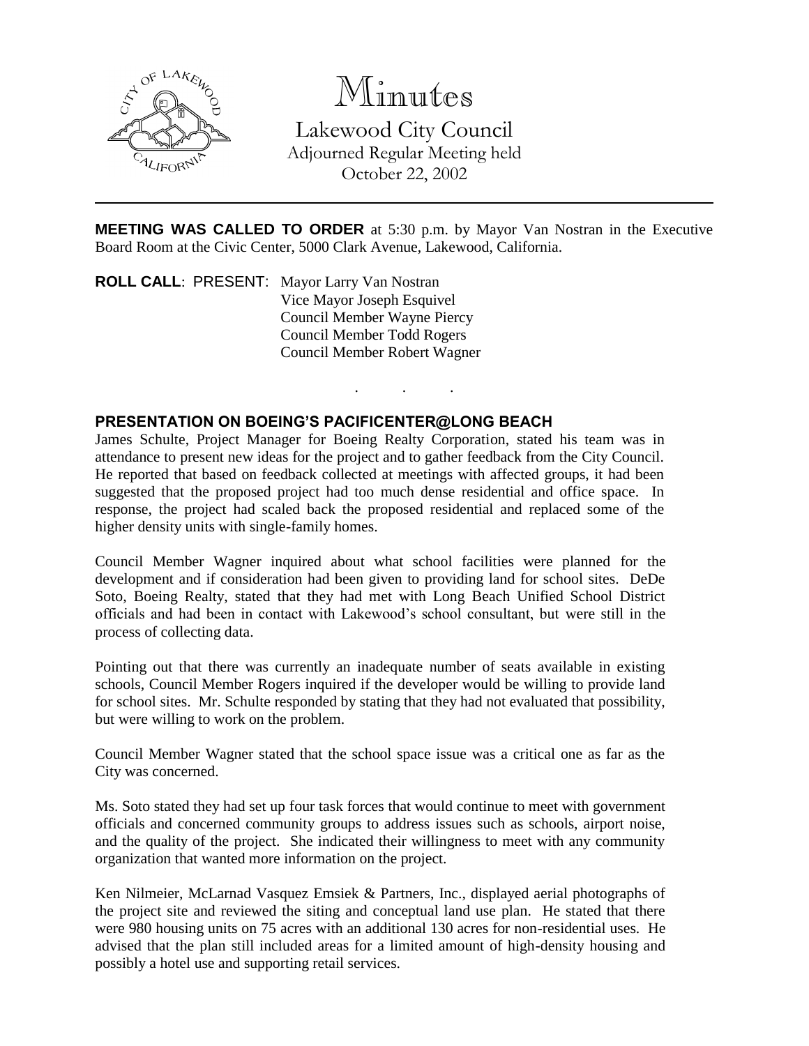# Minutes

Lakewood City Council
Adjourned Regular Meeting held
October 22, 2002

---

**MEETING WAS CALLED TO ORDER** at 5:30 p.m. by Mayor Van Nostran in the Executive Board Room at the Civic Center, 5000 Clark Avenue, Lakewood, California.

**ROLL CALL**: PRESENT: Mayor Larry Van Nostran
Vice Mayor Joseph Esquivel
Council Member Wayne Piercy
Council Member Todd Rogers
Council Member Robert Wagner

. . .

**PRESENTATION ON BOEING'S PACIFICENTER@LONG BEACH**

James Schulte, Project Manager for Boeing Realty Corporation, stated his team was in attendance to present new ideas for the project and to gather feedback from the City Council. He reported that based on feedback collected at meetings with affected groups, it had been suggested that the proposed project had too much dense residential and office space. In response, the project had scaled back the proposed residential and replaced some of the higher density units with single-family homes.

Council Member Wagner inquired about what school facilities were planned for the development and if consideration had been given to providing land for school sites. DeDe Soto, Boeing Realty, stated that they had met with Long Beach Unified School District officials and had been in contact with Lakewood's school consultant, but were still in the process of collecting data.

Pointing out that there was currently an inadequate number of seats available in existing schools, Council Member Rogers inquired if the developer would be willing to provide land for school sites. Mr. Schulte responded by stating that they had not evaluated that possibility, but were willing to work on the problem.

Council Member Wagner stated that the school space issue was a critical one as far as the City was concerned.

Ms. Soto stated they had set up four task forces that would continue to meet with government officials and concerned community groups to address issues such as schools, airport noise, and the quality of the project. She indicated their willingness to meet with any community organization that wanted more information on the project.

Ken Nilmeier, McLarnad Vasquez Emsiek & Partners, Inc., displayed aerial photographs of the project site and reviewed the siting and conceptual land use plan. He stated that there were 980 housing units on 75 acres with an additional 130 acres for non-residential uses. He advised that the plan still included areas for a limited amount of high-density housing and possibly a hotel use and supporting retail services.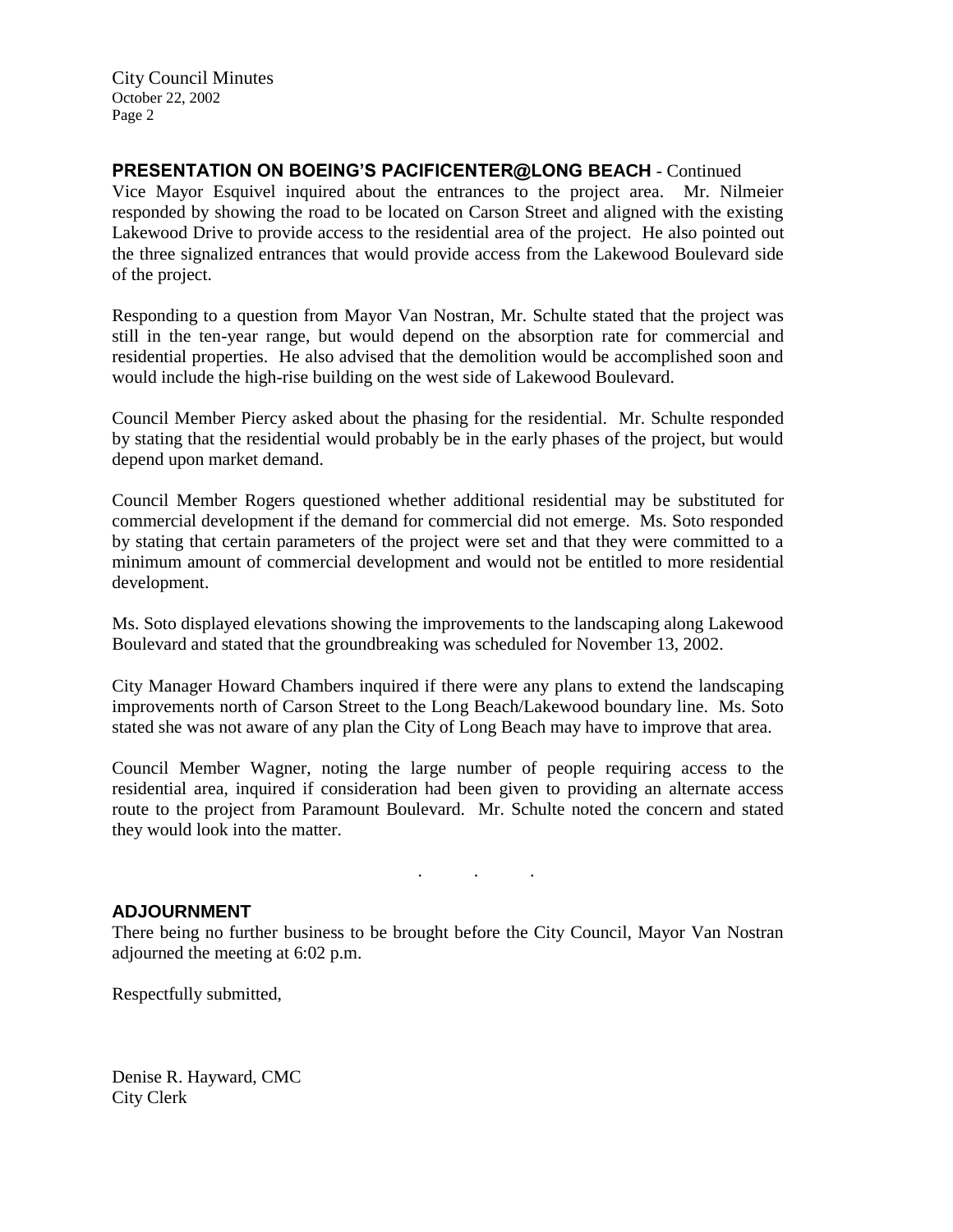## PRESENTATION ON BOEING'S PACIFICENTER@LONG BEACH - Continued

Vice Mayor Esquivel inquired about the entrances to the project area. Mr. Nilmeier responded by showing the road to be located on Carson Street and aligned with the existing Lakewood Drive to provide access to the residential area of the project. He also pointed out the three signalized entrances that would provide access from the Lakewood Boulevard side of the project.

Responding to a question from Mayor Van Nostran, Mr. Schulte stated that the project was still in the ten-year range, but would depend on the absorption rate for commercial and residential properties. He also advised that the demolition would be accomplished soon and would include the high-rise building on the west side of Lakewood Boulevard.

Council Member Piercy asked about the phasing for the residential. Mr. Schulte responded by stating that the residential would probably be in the early phases of the project, but would depend upon market demand.

Council Member Rogers questioned whether additional residential may be substituted for commercial development if the demand for commercial did not emerge. Ms. Soto responded by stating that certain parameters of the project were set and that they were committed to a minimum amount of commercial development and would not be entitled to more residential development.

Ms. Soto displayed elevations showing the improvements to the landscaping along Lakewood Boulevard and stated that the groundbreaking was scheduled for November 13, 2002.

City Manager Howard Chambers inquired if there were any plans to extend the landscaping improvements north of Carson Street to the Long Beach/Lakewood boundary line. Ms. Soto stated she was not aware of any plan the City of Long Beach may have to improve that area.

Council Member Wagner, noting the large number of people requiring access to the residential area, inquired if consideration had been given to providing an alternate access route to the project from Paramount Boulevard. Mr. Schulte noted the concern and stated they would look into the matter.

. . .

## ADJOURNMENT

There being no further business to be brought before the City Council, Mayor Van Nostran adjourned the meeting at 6:02 p.m.

Respectfully submitted,

Denise R. Hayward, CMC
City Clerk